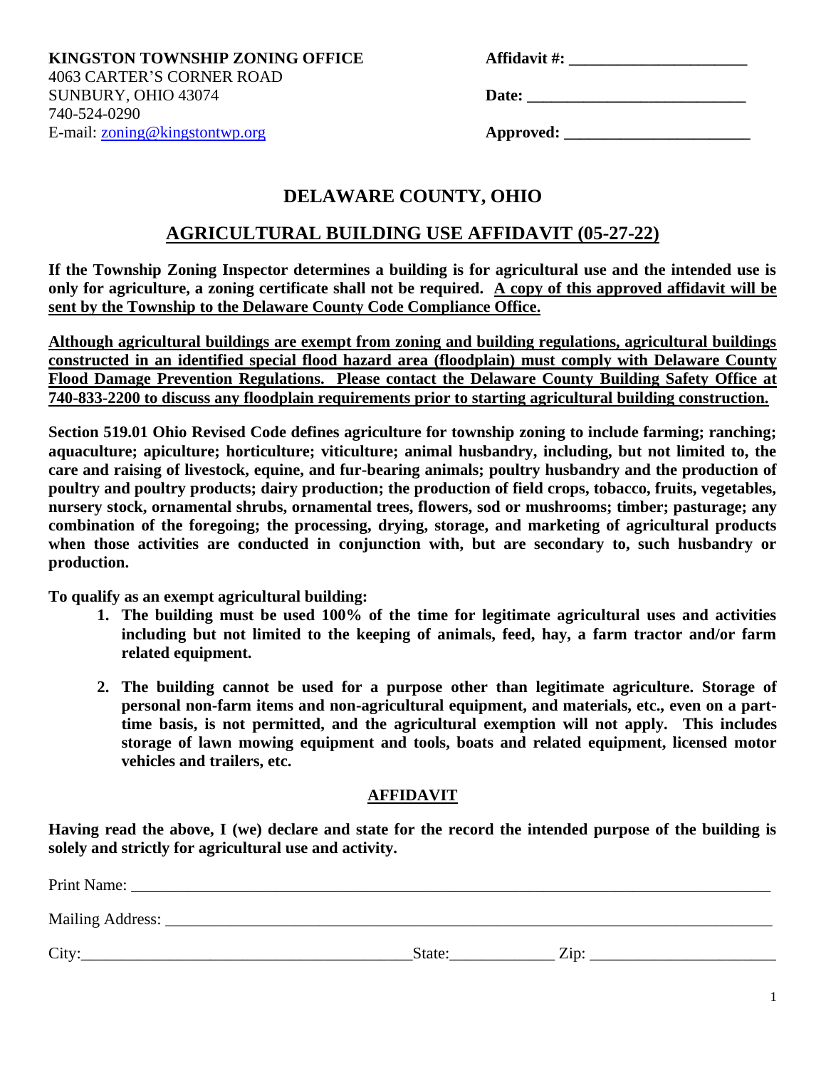**KINGSTON TOWNSHIP ZONING OFFICE**
4063 CARTER'S CORNER ROAD
SUNBURY, OHIO 43074
740-524-0290
E-mail: zoning@kingstontwp.org

**Affidavit #:** ______________________

**Date:** ____________________________

**Approved:** _______________________

## DELAWARE COUNTY, OHIO

## AGRICULTURAL BUILDING USE AFFIDAVIT (05-27-22)

**If the Township Zoning Inspector determines a building is for agricultural use and the intended use is only for agriculture, a zoning certificate shall not be required. A copy of this approved affidavit will be sent by the Township to the Delaware County Code Compliance Office.**

**Although agricultural buildings are exempt from zoning and building regulations, agricultural buildings constructed in an identified special flood hazard area (floodplain) must comply with Delaware County Flood Damage Prevention Regulations. Please contact the Delaware County Building Safety Office at 740-833-2200 to discuss any floodplain requirements prior to starting agricultural building construction.**

**Section 519.01 Ohio Revised Code defines agriculture for township zoning to include farming; ranching; aquaculture; apiculture; horticulture; viticulture; animal husbandry, including, but not limited to, the care and raising of livestock, equine, and fur-bearing animals; poultry husbandry and the production of poultry and poultry products; dairy production; the production of field crops, tobacco, fruits, vegetables, nursery stock, ornamental shrubs, ornamental trees, flowers, sod or mushrooms; timber; pasturage; any combination of the foregoing; the processing, drying, storage, and marketing of agricultural products when those activities are conducted in conjunction with, but are secondary to, such husbandry or production.**

**To qualify as an exempt agricultural building:**

1. **The building must be used 100% of the time for legitimate agricultural uses and activities including but not limited to the keeping of animals, feed, hay, a farm tractor and/or farm related equipment.**
2. **The building cannot be used for a purpose other than legitimate agriculture. Storage of personal non-farm items and non-agricultural equipment, and materials, etc., even on a part-time basis, is not permitted, and the agricultural exemption will not apply. This includes storage of lawn mowing equipment and tools, boats and related equipment, licensed motor vehicles and trailers, etc.**

### AFFIDAVIT

**Having read the above, I (we) declare and state for the record the intended purpose of the building is solely and strictly for agricultural use and activity.**

Print Name: ______________________________________________________________________

Mailing Address: __________________________________________________________________

City:________________________________________ State:_____________ Zip: _______________________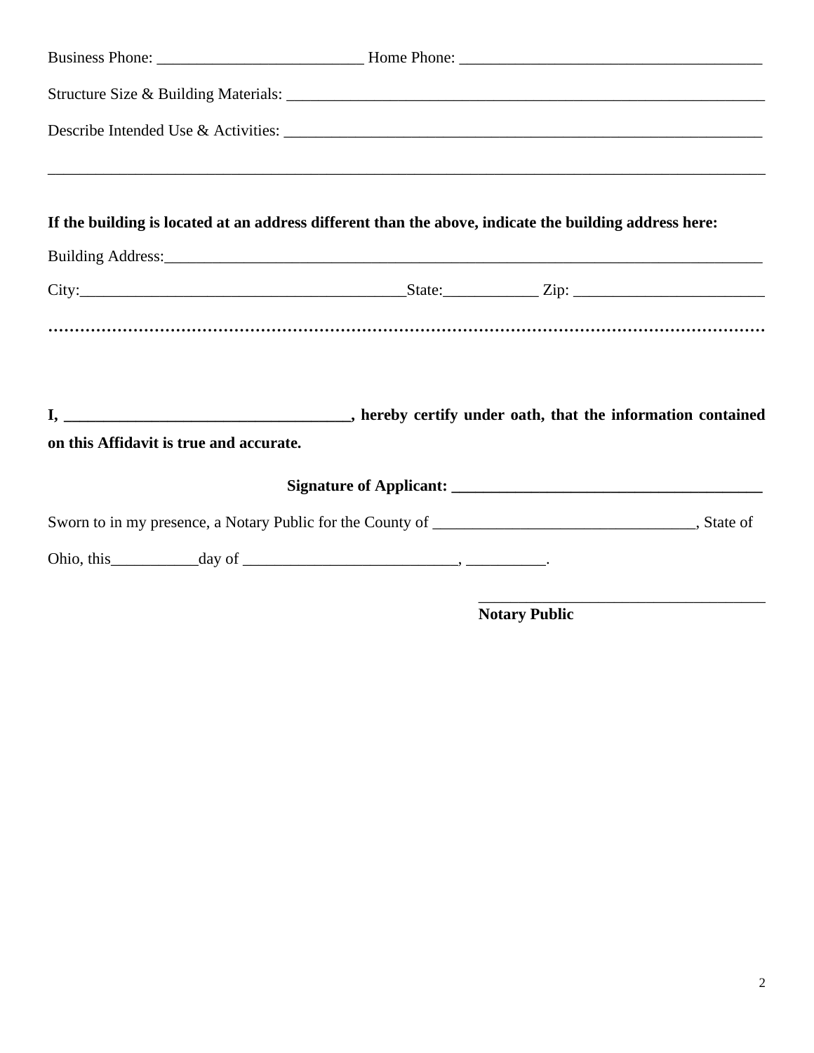Business Phone: _________________________ Home Phone: ____________________________________

Structure Size & Building Materials: ___________________________________________________________

Describe Intended Use & Activities: ___________________________________________________________

______________________________________________________________________________________

**If the building is located at an address different than the above, indicate the building address here:**

Building Address:______________________________________________________________________

City:________________________________________State:___________ Zip: _______________________

**……………………………………………………………………………………………………………**

**I, ___________________________________, hereby certify under oath, that the information contained on this Affidavit is true and accurate.**

**Signature of Applicant: ______________________________________**

Sworn to in my presence, a Notary Public for the County of ________________________________, State of Ohio, this___________day of ___________________________, __________.

___________________________________

**Notary Public**